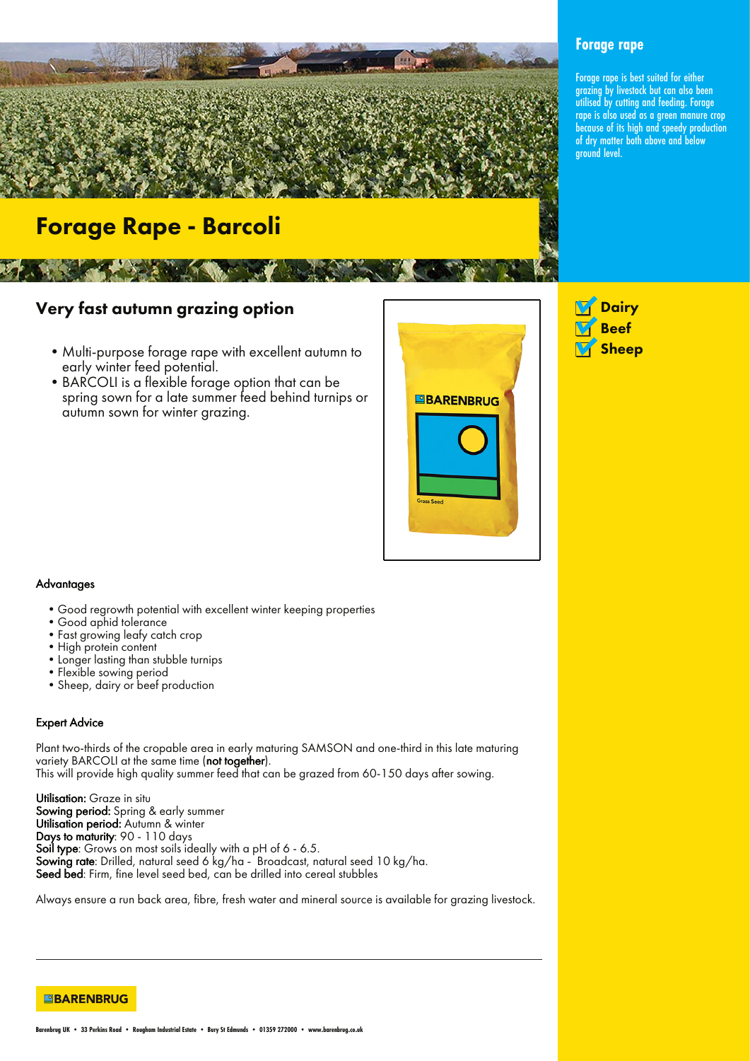# Forage Rape - Barcoli

## Very fast autumn grazing option

- Multi-purpose forage rape with excellent autumn to early winter feed potential.
- BARCOLI is a flexible forage option that can be spring sown for a late summer feed behind turnips or autumn sown for winter grazing.

### Advantages

- Good regrowth potential with excellent winter keeping properties
- Good aphid tolerance
- Fast growing leafy catch crop
- High protein content
- Longer lasting than stubble turnips
- Flexible sowing period
- Sheep, dairy or beef production

### Expert Advice

Plant two-thirds of the cropable area in early maturing SAMSON and one-third in this late maturing variety BARCOLI at the same time (**not together**).
This will provide high quality summer feed that can be grazed from 60-150 days after sowing.

**Utilisation:** Graze in situ
**Sowing period:** Spring & early summer
**Utilisation period:** Autumn & winter
**Days to maturity**: 90 - 110 days
**Soil type**: Grows on most soils ideally with a pH of 6 - 6.5.
**Sowing rate**: Drilled, natural seed 6 kg/ha - Broadcast, natural seed 10 kg/ha.
**Seed bed**: Firm, fine level seed bed, can be drilled into cereal stubbles

Always ensure a run back area, fibre, fresh water and mineral source is available for grazing livestock.

## Forage rape

Forage rape is best suited for either grazing by livestock but can also been utilised by cutting and feeding. Forage rape is also used as a green manure crop because of its high and speedy production of dry matter both above and below ground level.

- ☑ Dairy
- ☑ Beef
- ☑ Sheep

BARENBRUG

Barenbrug UK • 33 Perkins Road • Rougham Industrial Estate • Bury St Edmunds • 01359 272000 • www.barenbrug.co.uk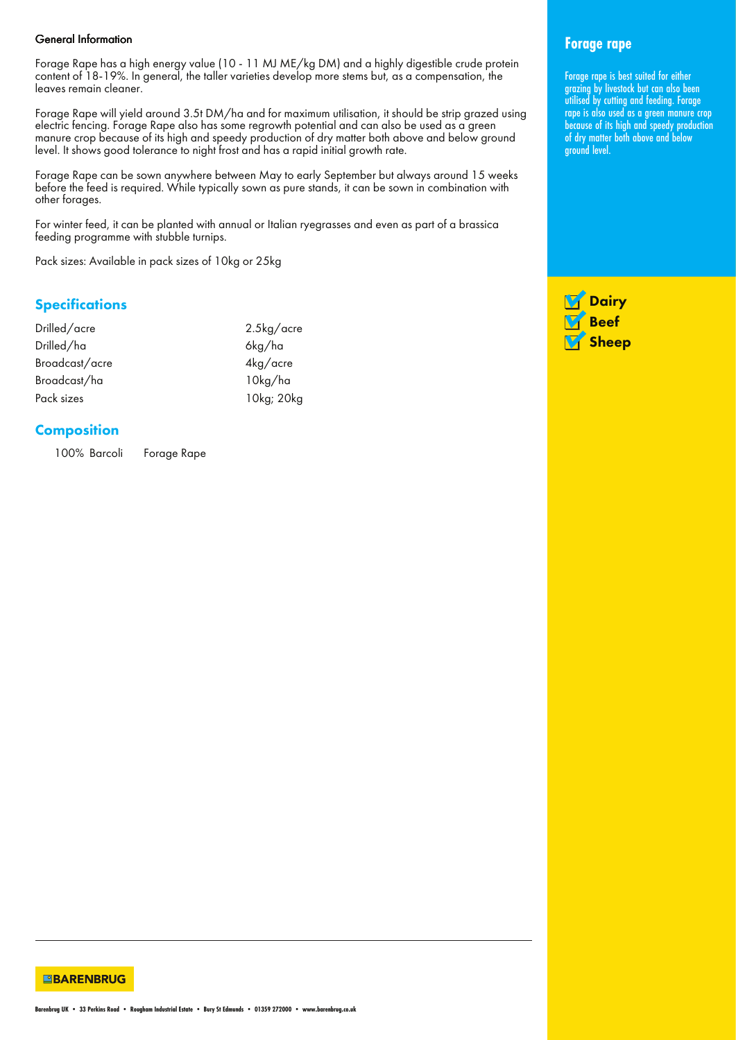#### General Information

Forage Rape has a high energy value (10 - 11 MJ ME/kg DM) and a highly digestible crude protein content of 18-19%. In general, the taller varieties develop more stems but, as a compensation, the leaves remain cleaner.

Forage Rape will yield around 3.5t DM/ha and for maximum utilisation, it should be strip grazed using electric fencing. Forage Rape also has some regrowth potential and can also be used as a green manure crop because of its high and speedy production of dry matter both above and below ground level. It shows good tolerance to night frost and has a rapid initial growth rate.

Forage Rape can be sown anywhere between May to early September but always around 15 weeks before the feed is required. While typically sown as pure stands, it can be sown in combination with other forages.

For winter feed, it can be planted with annual or Italian ryegrasses and even as part of a brassica feeding programme with stubble turnips.

Pack sizes: Available in pack sizes of 10kg or 25kg

## Specifications

| | |
|---|---|
| Drilled/acre | 2.5kg/acre |
| Drilled/ha | 6kg/ha |
| Broadcast/acre | 4kg/acre |
| Broadcast/ha | 10kg/ha |
| Pack sizes | 10kg; 20kg |

## Composition

100% Barcoli Forage Rape

## Forage rape

Forage rape is best suited for either grazing by livestock but can also been utilised by cutting and feeding. Forage rape is also used as a green manure crop because of its high and speedy production of dry matter both above and below ground level.

- Dairy
- Beef
- Sheep

BARENBRUG

Barenbrug UK • 33 Perkins Road • Rougham Industrial Estate • Bury St Edmunds • 01359 272000 • www.barenbrug.co.uk